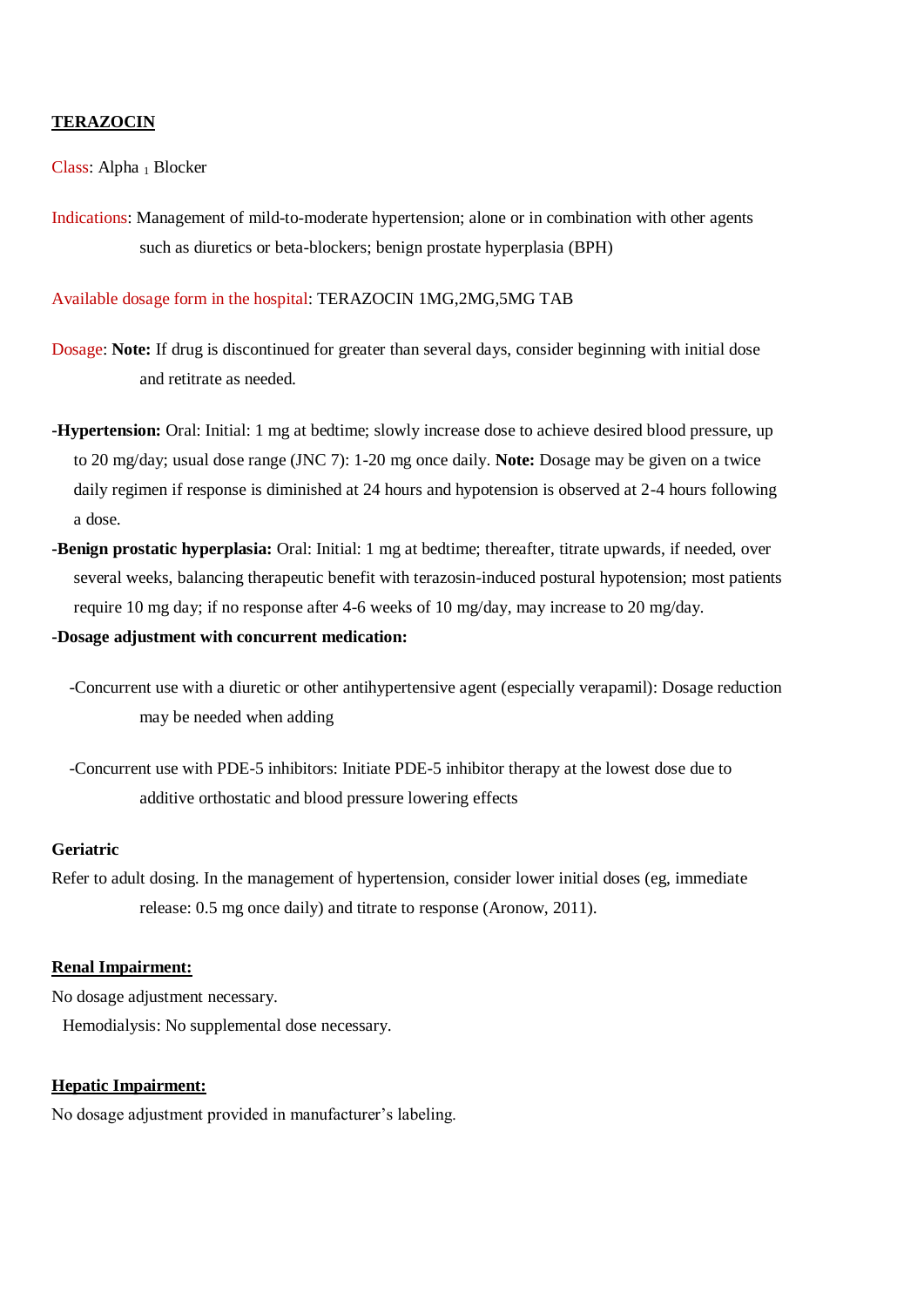# TERAZOCIN

Class: Alpha $_1$ Blocker

Indications: Management of mild-to-moderate hypertension; alone or in combination with other agents such as diuretics or beta-blockers; benign prostate hyperplasia (BPH)

Available dosage form in the hospital: TERAZOCIN 1MG,2MG,5MG TAB

Dosage: **Note:** If drug is discontinued for greater than several days, consider beginning with initial dose and retitrate as needed.

**-Hypertension:** Oral: Initial: 1 mg at bedtime; slowly increase dose to achieve desired blood pressure, up to 20 mg/day; usual dose range (JNC 7): 1-20 mg once daily. **Note:** Dosage may be given on a twice daily regimen if response is diminished at 24 hours and hypotension is observed at 2-4 hours following a dose.

**-Benign prostatic hyperplasia:** Oral: Initial: 1 mg at bedtime; thereafter, titrate upwards, if needed, over several weeks, balancing therapeutic benefit with terazosin-induced postural hypotension; most patients require 10 mg day; if no response after 4-6 weeks of 10 mg/day, may increase to 20 mg/day.

**-Dosage adjustment with concurrent medication:**

-Concurrent use with a diuretic or other antihypertensive agent (especially verapamil): Dosage reduction may be needed when adding

-Concurrent use with PDE-5 inhibitors: Initiate PDE-5 inhibitor therapy at the lowest dose due to additive orthostatic and blood pressure lowering effects

**Geriatric**

Refer to adult dosing. In the management of hypertension, consider lower initial doses (eg, immediate release: 0.5 mg once daily) and titrate to response (Aronow, 2011).

## Renal Impairment:

No dosage adjustment necessary.

Hemodialysis: No supplemental dose necessary.

## Hepatic Impairment:

No dosage adjustment provided in manufacturer's labeling.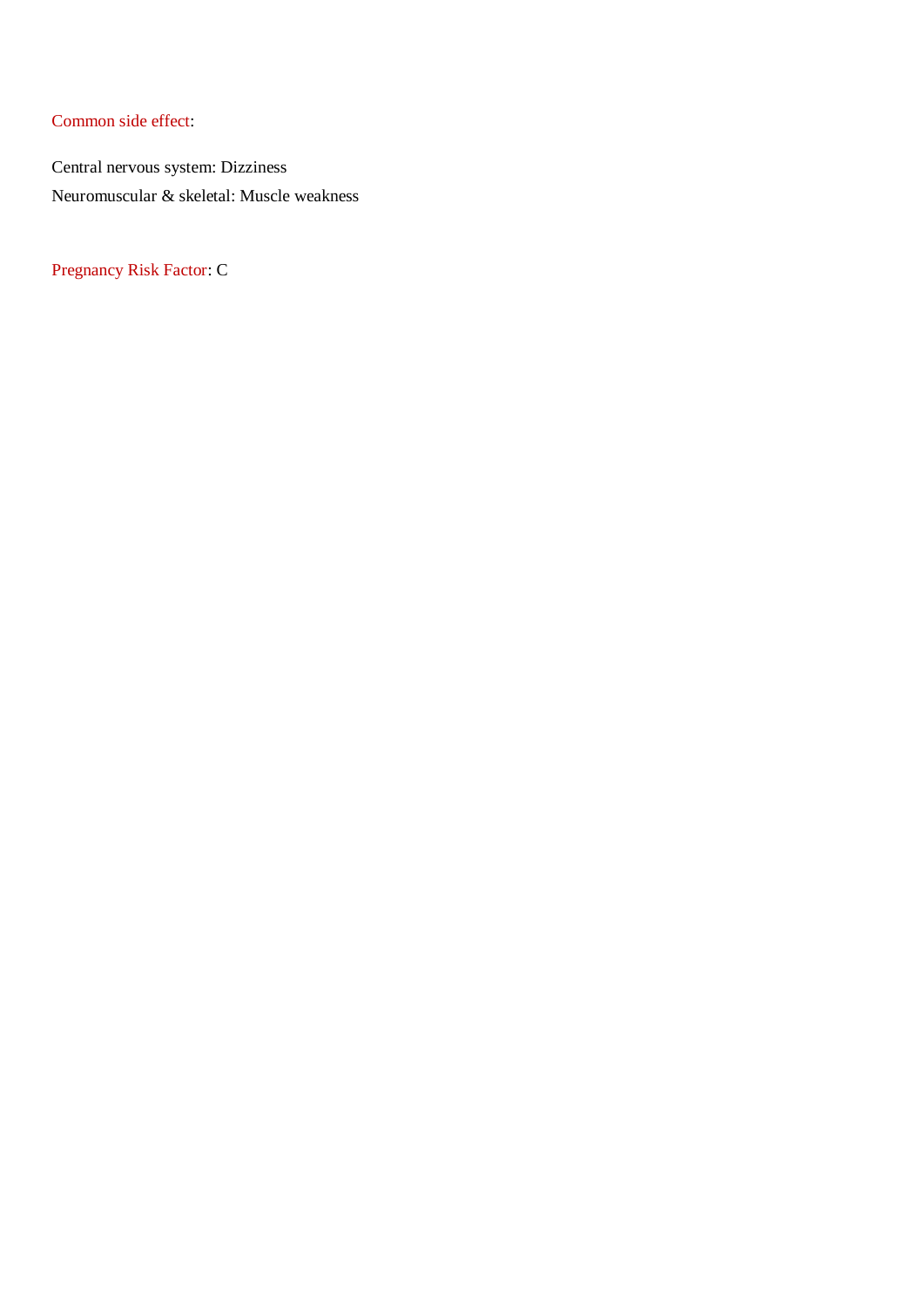Common side effect:

Central nervous system: Dizziness

Neuromuscular & skeletal: Muscle weakness

Pregnancy Risk Factor: C